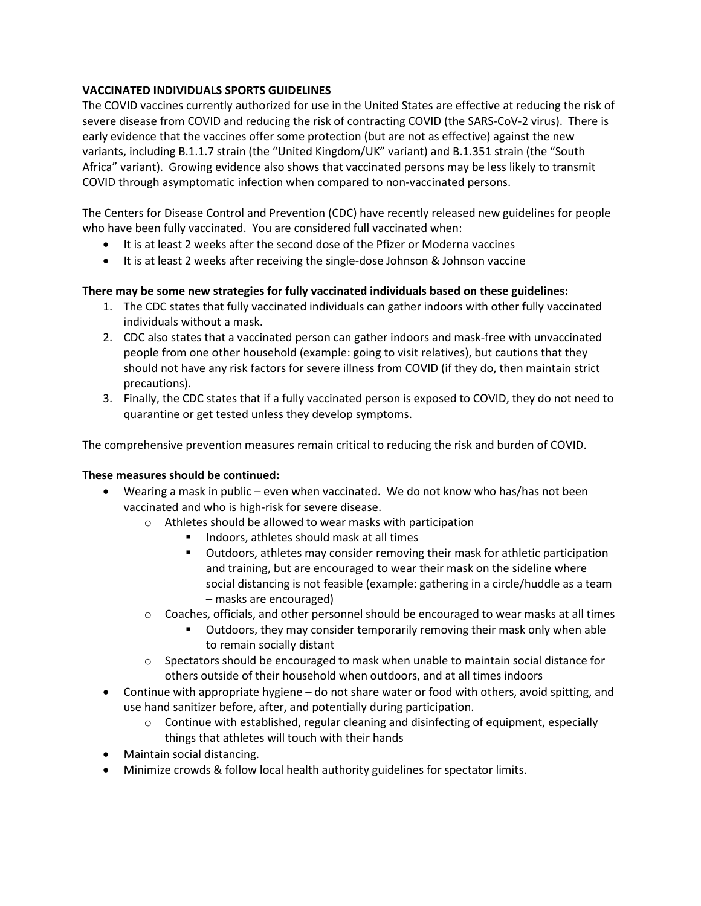**VACCINATED INDIVIDUALS SPORTS GUIDELINES**

The COVID vaccines currently authorized for use in the United States are effective at reducing the risk of severe disease from COVID and reducing the risk of contracting COVID (the SARS-CoV-2 virus). There is early evidence that the vaccines offer some protection (but are not as effective) against the new variants, including B.1.1.7 strain (the "United Kingdom/UK" variant) and B.1.351 strain (the "South Africa" variant). Growing evidence also shows that vaccinated persons may be less likely to transmit COVID through asymptomatic infection when compared to non-vaccinated persons.

The Centers for Disease Control and Prevention (CDC) have recently released new guidelines for people who have been fully vaccinated. You are considered full vaccinated when:

- It is at least 2 weeks after the second dose of the Pfizer or Moderna vaccines
- It is at least 2 weeks after receiving the single-dose Johnson & Johnson vaccine

**There may be some new strategies for fully vaccinated individuals based on these guidelines:**

1. The CDC states that fully vaccinated individuals can gather indoors with other fully vaccinated individuals without a mask.
2. CDC also states that a vaccinated person can gather indoors and mask-free with unvaccinated people from one other household (example: going to visit relatives), but cautions that they should not have any risk factors for severe illness from COVID (if they do, then maintain strict precautions).
3. Finally, the CDC states that if a fully vaccinated person is exposed to COVID, they do not need to quarantine or get tested unless they develop symptoms.

The comprehensive prevention measures remain critical to reducing the risk and burden of COVID.

**These measures should be continued:**

- Wearing a mask in public – even when vaccinated. We do not know who has/has not been vaccinated and who is high-risk for severe disease.
    - Athletes should be allowed to wear masks with participation
        - Indoors, athletes should mask at all times
        - Outdoors, athletes may consider removing their mask for athletic participation and training, but are encouraged to wear their mask on the sideline where social distancing is not feasible (example: gathering in a circle/huddle as a team – masks are encouraged)
    - Coaches, officials, and other personnel should be encouraged to wear masks at all times
        - Outdoors, they may consider temporarily removing their mask only when able to remain socially distant
    - Spectators should be encouraged to mask when unable to maintain social distance for others outside of their household when outdoors, and at all times indoors
- Continue with appropriate hygiene – do not share water or food with others, avoid spitting, and use hand sanitizer before, after, and potentially during participation.
    - Continue with established, regular cleaning and disinfecting of equipment, especially things that athletes will touch with their hands
- Maintain social distancing.
- Minimize crowds & follow local health authority guidelines for spectator limits.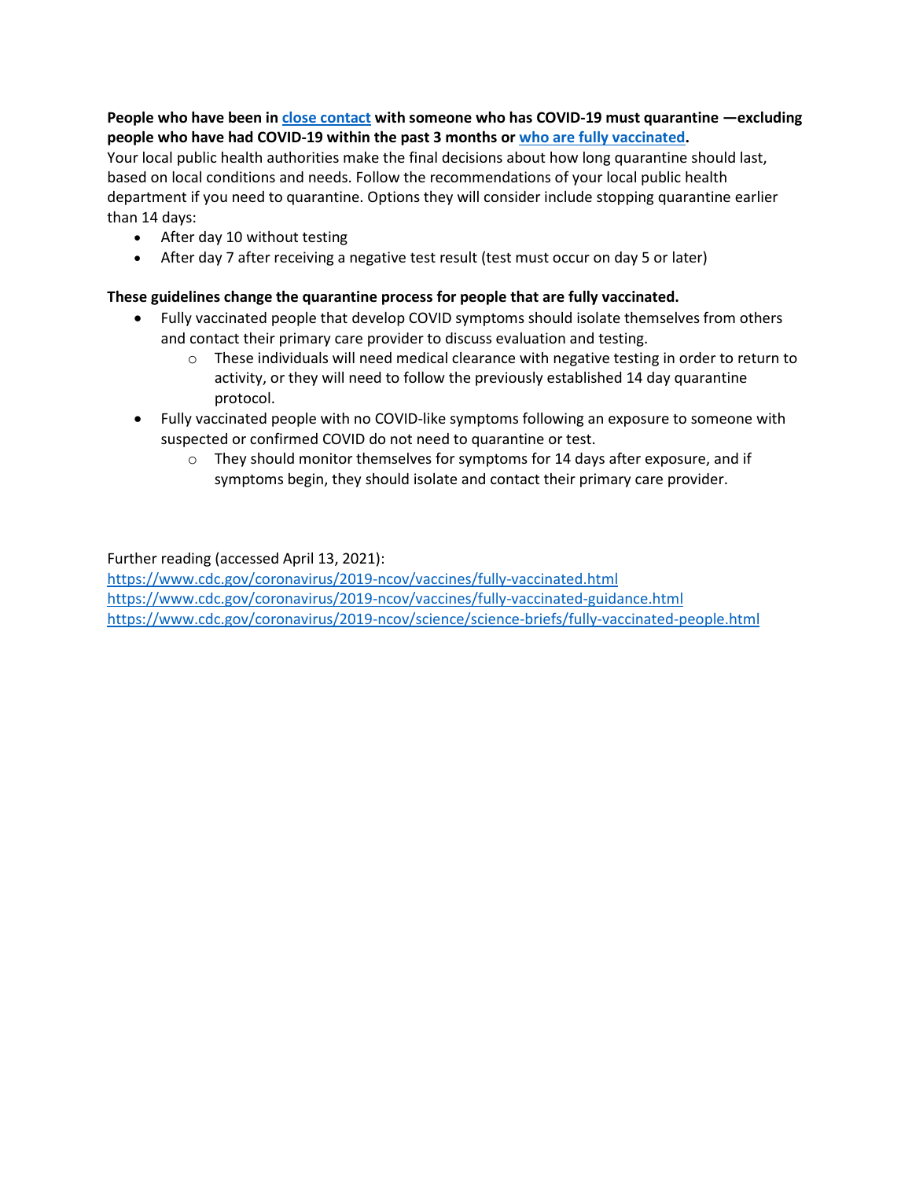**People who have been in close contact with someone who has COVID-19 must quarantine —excluding people who have had COVID-19 within the past 3 months or who are fully vaccinated.**

Your local public health authorities make the final decisions about how long quarantine should last, based on local conditions and needs. Follow the recommendations of your local public health department if you need to quarantine. Options they will consider include stopping quarantine earlier than 14 days:

- After day 10 without testing
- After day 7 after receiving a negative test result (test must occur on day 5 or later)

**These guidelines change the quarantine process for people that are fully vaccinated.**

- Fully vaccinated people that develop COVID symptoms should isolate themselves from others and contact their primary care provider to discuss evaluation and testing.
  - These individuals will need medical clearance with negative testing in order to return to activity, or they will need to follow the previously established 14 day quarantine protocol.
- Fully vaccinated people with no COVID-like symptoms following an exposure to someone with suspected or confirmed COVID do not need to quarantine or test.
  - They should monitor themselves for symptoms for 14 days after exposure, and if symptoms begin, they should isolate and contact their primary care provider.

Further reading (accessed April 13, 2021):
https://www.cdc.gov/coronavirus/2019-ncov/vaccines/fully-vaccinated.html
https://www.cdc.gov/coronavirus/2019-ncov/vaccines/fully-vaccinated-guidance.html
https://www.cdc.gov/coronavirus/2019-ncov/science/science-briefs/fully-vaccinated-people.html